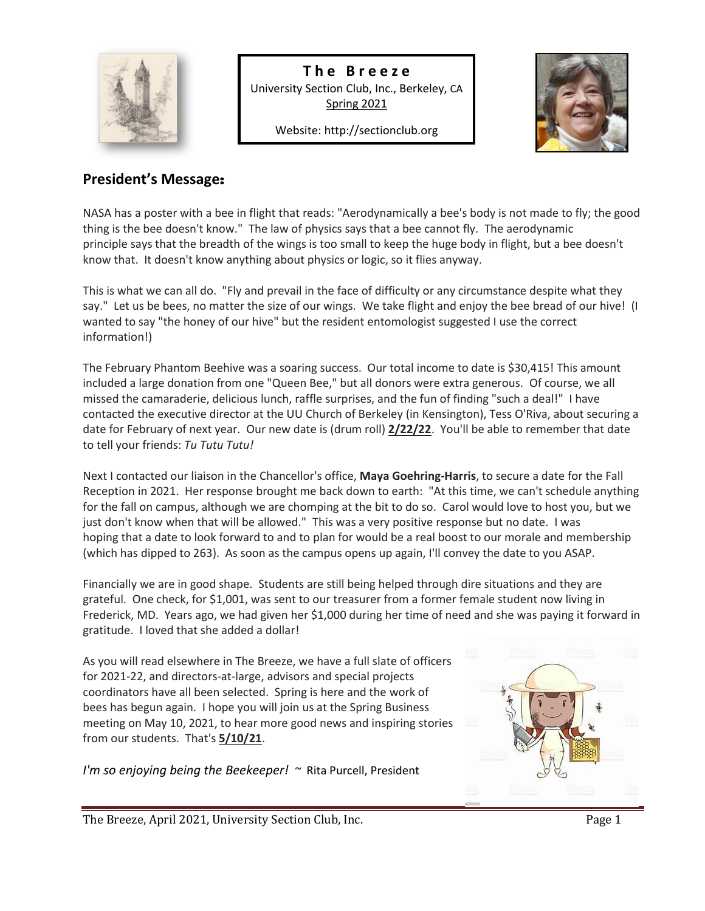**The Breeze**

University Section Club, Inc., Berkeley, CA

Spring 2021

Website: http://sectionclub.org

## President's Message:

NASA has a poster with a bee in flight that reads: "Aerodynamically a bee's body is not made to fly; the good thing is the bee doesn't know." The law of physics says that a bee cannot fly. The aerodynamic principle says that the breadth of the wings is too small to keep the huge body in flight, but a bee doesn't know that. It doesn't know anything about physics or logic, so it flies anyway.

This is what we can all do. "Fly and prevail in the face of difficulty or any circumstance despite what they say." Let us be bees, no matter the size of our wings. We take flight and enjoy the bee bread of our hive! (I wanted to say "the honey of our hive" but the resident entomologist suggested I use the correct information!)

The February Phantom Beehive was a soaring success. Our total income to date is $30,415! This amount included a large donation from one "Queen Bee," but all donors were extra generous. Of course, we all missed the camaraderie, delicious lunch, raffle surprises, and the fun of finding "such a deal!" I have contacted the executive director at the UU Church of Berkeley (in Kensington), Tess O'Riva, about securing a date for February of next year. Our new date is (drum roll) **2/22/22**. You'll be able to remember that date to tell your friends: *Tu Tutu Tutu!*

Next I contacted our liaison in the Chancellor's office, **Maya Goehring-Harris**, to secure a date for the Fall Reception in 2021. Her response brought me back down to earth: "At this time, we can't schedule anything for the fall on campus, although we are chomping at the bit to do so. Carol would love to host you, but we just don't know when that will be allowed." This was a very positive response but no date. I was hoping that a date to look forward to and to plan for would be a real boost to our morale and membership (which has dipped to 263). As soon as the campus opens up again, I'll convey the date to you ASAP.

Financially we are in good shape. Students are still being helped through dire situations and they are grateful. One check, for $1,001, was sent to our treasurer from a former female student now living in Frederick, MD. Years ago, we had given her $1,000 during her time of need and she was paying it forward in gratitude. I loved that she added a dollar!

As you will read elsewhere in The Breeze, we have a full slate of officers for 2021-22, and directors-at-large, advisors and special projects coordinators have all been selected. Spring is here and the work of bees has begun again. I hope you will join us at the Spring Business meeting on May 10, 2021, to hear more good news and inspiring stories from our students. That's **5/10/21**.

*I'm so enjoying being the Beekeeper!* ~ Rita Purcell, President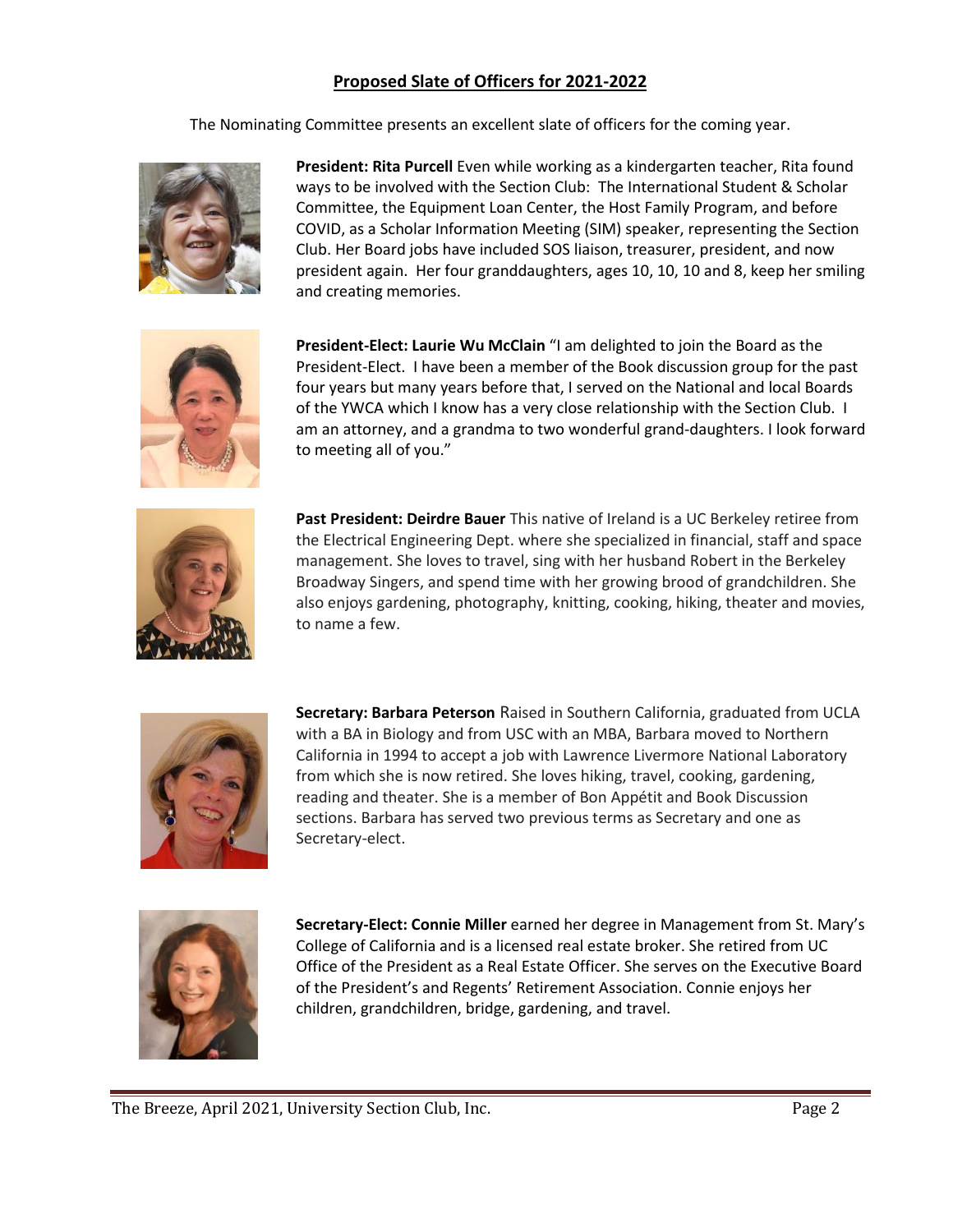## Proposed Slate of Officers for 2021-2022

The Nominating Committee presents an excellent slate of officers for the coming year.

**President: Rita Purcell** Even while working as a kindergarten teacher, Rita found ways to be involved with the Section Club: The International Student & Scholar Committee, the Equipment Loan Center, the Host Family Program, and before COVID, as a Scholar Information Meeting (SIM) speaker, representing the Section Club. Her Board jobs have included SOS liaison, treasurer, president, and now president again. Her four granddaughters, ages 10, 10, 10 and 8, keep her smiling and creating memories.

**President-Elect: Laurie Wu McClain** "I am delighted to join the Board as the President-Elect. I have been a member of the Book discussion group for the past four years but many years before that, I served on the National and local Boards of the YWCA which I know has a very close relationship with the Section Club. I am an attorney, and a grandma to two wonderful grand-daughters. I look forward to meeting all of you."

**Past President: Deirdre Bauer** This native of Ireland is a UC Berkeley retiree from the Electrical Engineering Dept. where she specialized in financial, staff and space management. She loves to travel, sing with her husband Robert in the Berkeley Broadway Singers, and spend time with her growing brood of grandchildren. She also enjoys gardening, photography, knitting, cooking, hiking, theater and movies, to name a few.

**Secretary: Barbara Peterson** Raised in Southern California, graduated from UCLA with a BA in Biology and from USC with an MBA, Barbara moved to Northern California in 1994 to accept a job with Lawrence Livermore National Laboratory from which she is now retired. She loves hiking, travel, cooking, gardening, reading and theater. She is a member of Bon Appétit and Book Discussion sections. Barbara has served two previous terms as Secretary and one as Secretary-elect.

**Secretary-Elect: Connie Miller** earned her degree in Management from St. Mary's College of California and is a licensed real estate broker. She retired from UC Office of the President as a Real Estate Officer. She serves on the Executive Board of the President's and Regents' Retirement Association. Connie enjoys her children, grandchildren, bridge, gardening, and travel.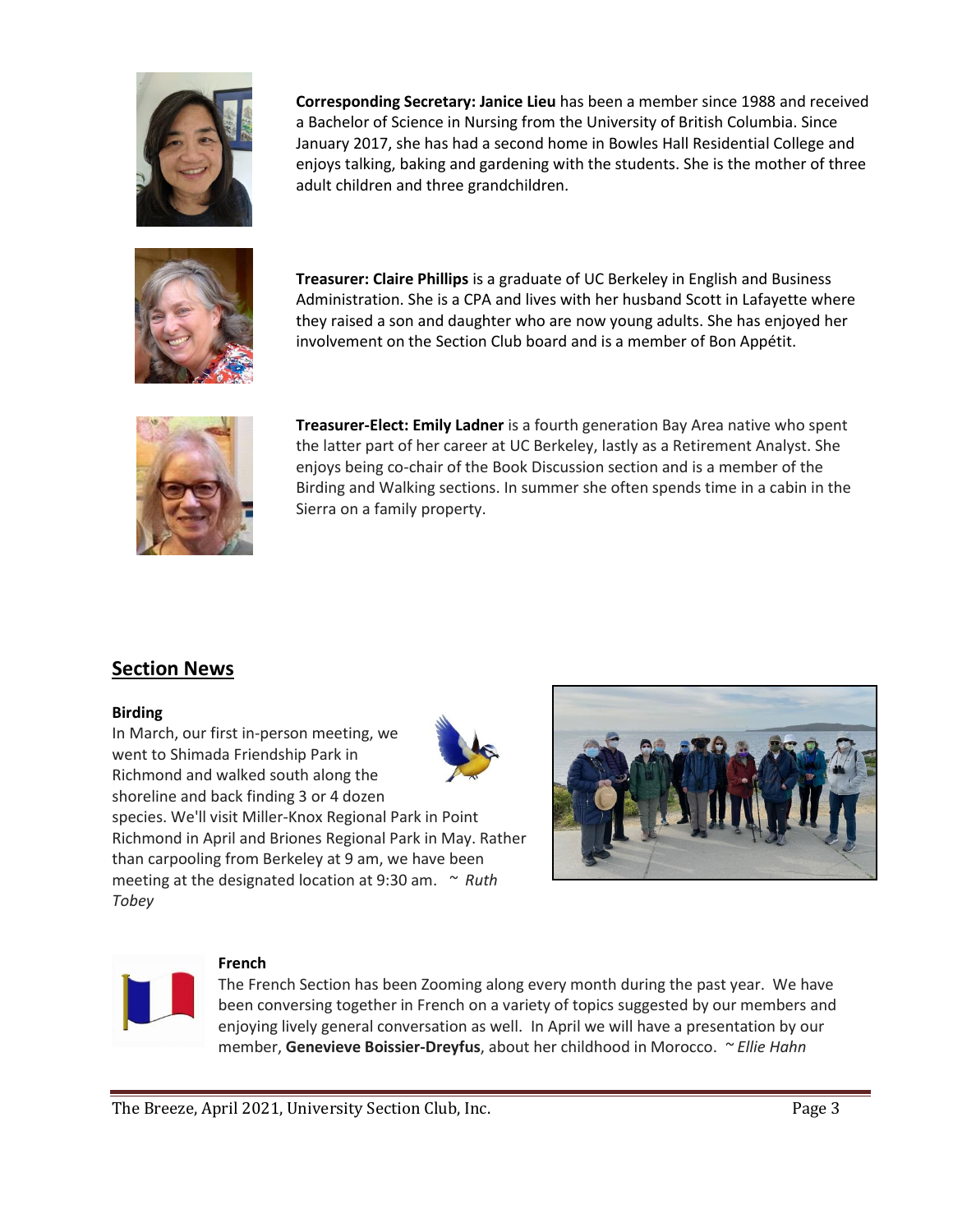**Corresponding Secretary: Janice Lieu** has been a member since 1988 and received a Bachelor of Science in Nursing from the University of British Columbia. Since January 2017, she has had a second home in Bowles Hall Residential College and enjoys talking, baking and gardening with the students. She is the mother of three adult children and three grandchildren.

**Treasurer: Claire Phillips** is a graduate of UC Berkeley in English and Business Administration. She is a CPA and lives with her husband Scott in Lafayette where they raised a son and daughter who are now young adults. She has enjoyed her involvement on the Section Club board and is a member of Bon Appétit.

**Treasurer-Elect: Emily Ladner** is a fourth generation Bay Area native who spent the latter part of her career at UC Berkeley, lastly as a Retirement Analyst. She enjoys being co-chair of the Book Discussion section and is a member of the Birding and Walking sections. In summer she often spends time in a cabin in the Sierra on a family property.

## Section News

### Birding

In March, our first in-person meeting, we went to Shimada Friendship Park in Richmond and walked south along the shoreline and back finding 3 or 4 dozen species. We'll visit Miller-Knox Regional Park in Point Richmond in April and Briones Regional Park in May. Rather than carpooling from Berkeley at 9 am, we have been meeting at the designated location at 9:30 am. ~ *Ruth Tobey*

### French

The French Section has been Zooming along every month during the past year. We have been conversing together in French on a variety of topics suggested by our members and enjoying lively general conversation as well. In April we will have a presentation by our member, **Genevieve Boissier-Dreyfus**, about her childhood in Morocco. ~ *Ellie Hahn*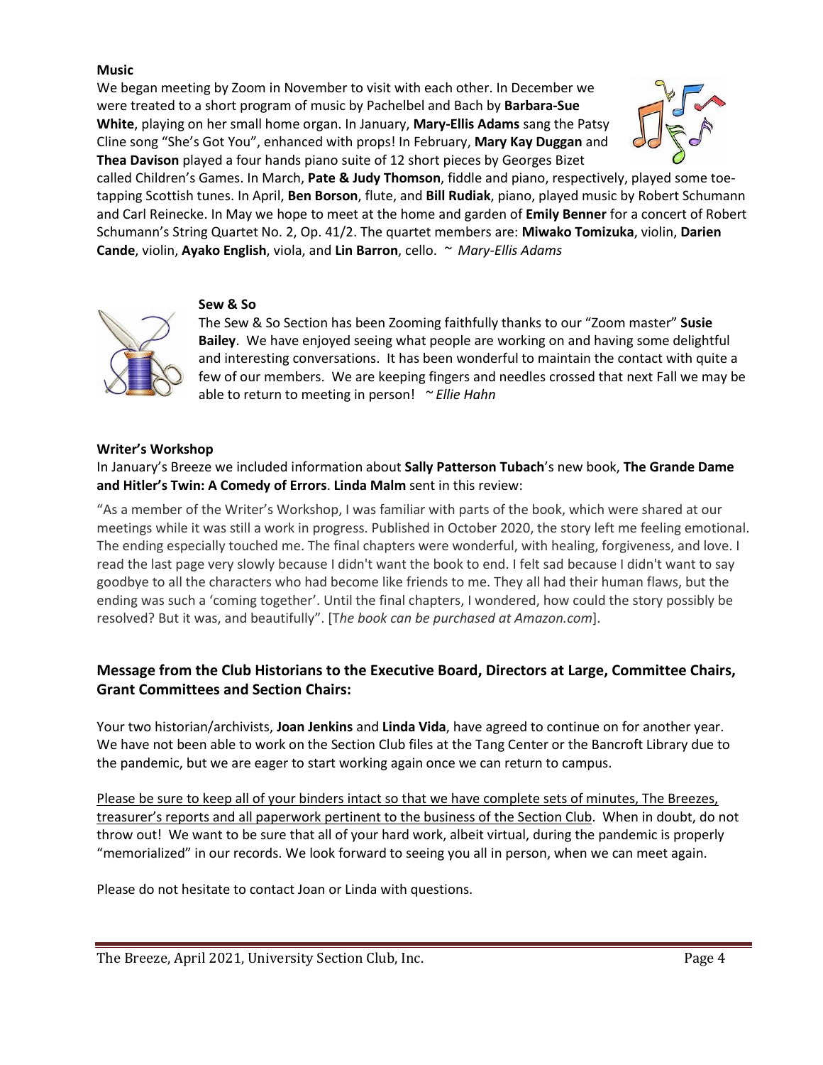**Music**

We began meeting by Zoom in November to visit with each other. In December we were treated to a short program of music by Pachelbel and Bach by **Barbara-Sue White**, playing on her small home organ. In January, **Mary-Ellis Adams** sang the Patsy Cline song "She's Got You", enhanced with props! In February, **Mary Kay Duggan** and **Thea Davison** played a four hands piano suite of 12 short pieces by Georges Bizet called Children's Games. In March, **Pate & Judy Thomson**, fiddle and piano, respectively, played some toe-tapping Scottish tunes. In April, **Ben Borson**, flute, and **Bill Rudiak**, piano, played music by Robert Schumann and Carl Reinecke. In May we hope to meet at the home and garden of **Emily Benner** for a concert of Robert Schumann's String Quartet No. 2, Op. 41/2. The quartet members are: **Miwako Tomizuka**, violin, **Darien Cande**, violin, **Ayako English**, viola, and **Lin Barron**, cello. ~ *Mary-Ellis Adams*

**Sew & So**

The Sew & So Section has been Zooming faithfully thanks to our "Zoom master" **Susie Bailey**. We have enjoyed seeing what people are working on and having some delightful and interesting conversations. It has been wonderful to maintain the contact with quite a few of our members. We are keeping fingers and needles crossed that next Fall we may be able to return to meeting in person! ~ *Ellie Hahn*

**Writer's Workshop**

In January's Breeze we included information about **Sally Patterson Tubach**'s new book, **The Grande Dame and Hitler's Twin: A Comedy of Errors**. **Linda Malm** sent in this review:

"As a member of the Writer's Workshop, I was familiar with parts of the book, which were shared at our meetings while it was still a work in progress. Published in October 2020, the story left me feeling emotional. The ending especially touched me. The final chapters were wonderful, with healing, forgiveness, and love. I read the last page very slowly because I didn't want the book to end. I felt sad because I didn't want to say goodbye to all the characters who had become like friends to me. They all had their human flaws, but the ending was such a 'coming together'. Until the final chapters, I wondered, how could the story possibly be resolved? But it was, and beautifully". [*The book can be purchased at Amazon.com*].

### Message from the Club Historians to the Executive Board, Directors at Large, Committee Chairs, Grant Committees and Section Chairs:

Your two historian/archivists, **Joan Jenkins** and **Linda Vida**, have agreed to continue on for another year. We have not been able to work on the Section Club files at the Tang Center or the Bancroft Library due to the pandemic, but we are eager to start working again once we can return to campus.

Please be sure to keep all of your binders intact so that we have complete sets of minutes, The Breezes, treasurer's reports and all paperwork pertinent to the business of the Section Club. When in doubt, do not throw out! We want to be sure that all of your hard work, albeit virtual, during the pandemic is properly "memorialized" in our records. We look forward to seeing you all in person, when we can meet again.

Please do not hesitate to contact Joan or Linda with questions.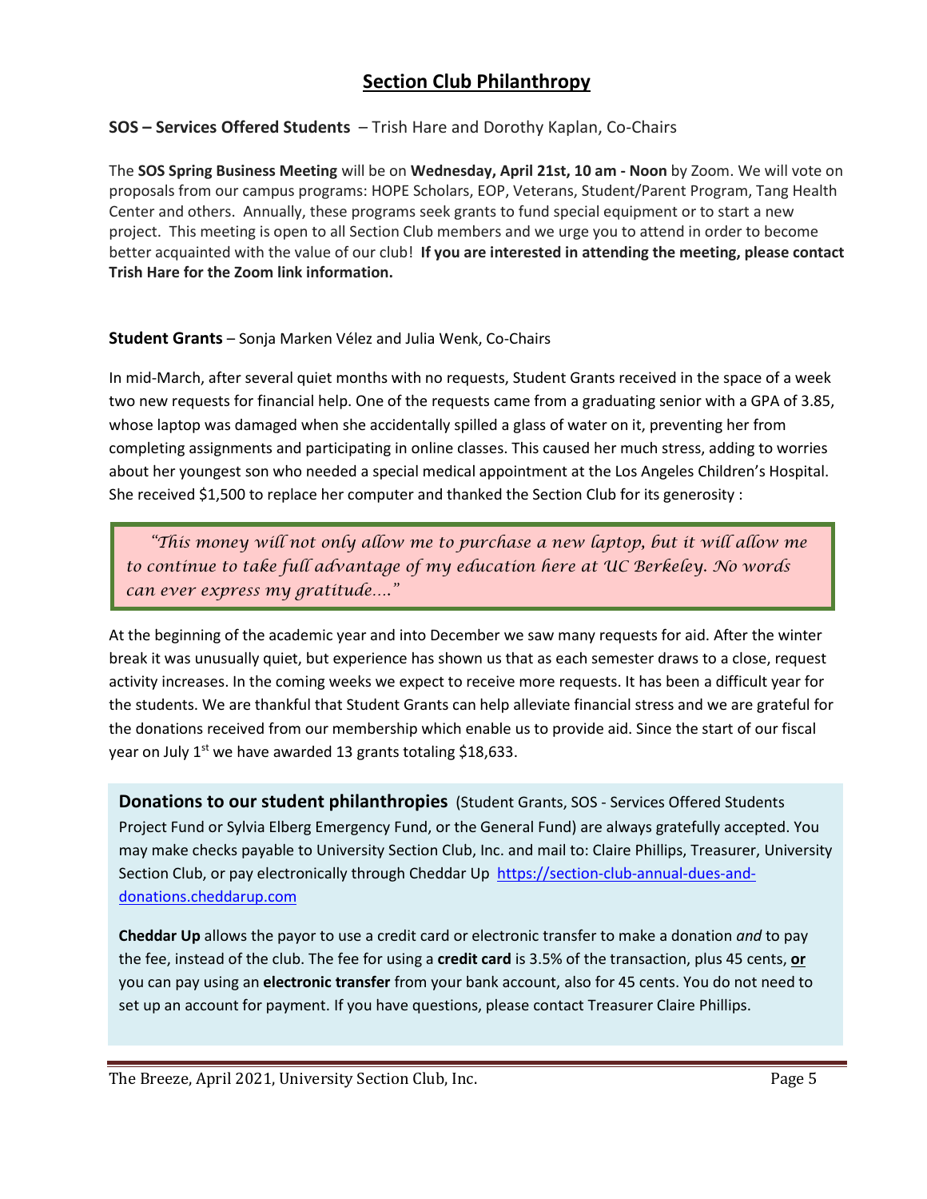## Section Club Philanthropy

**SOS – Services Offered Students** – Trish Hare and Dorothy Kaplan, Co-Chairs

The **SOS Spring Business Meeting** will be on **Wednesday, April 21st, 10 am - Noon** by Zoom. We will vote on proposals from our campus programs: HOPE Scholars, EOP, Veterans, Student/Parent Program, Tang Health Center and others. Annually, these programs seek grants to fund special equipment or to start a new project. This meeting is open to all Section Club members and we urge you to attend in order to become better acquainted with the value of our club! **If you are interested in attending the meeting, please contact Trish Hare for the Zoom link information.**

**Student Grants** – Sonja Marken Vélez and Julia Wenk, Co-Chairs

In mid-March, after several quiet months with no requests, Student Grants received in the space of a week two new requests for financial help. One of the requests came from a graduating senior with a GPA of 3.85, whose laptop was damaged when she accidentally spilled a glass of water on it, preventing her from completing assignments and participating in online classes. This caused her much stress, adding to worries about her youngest son who needed a special medical appointment at the Los Angeles Children's Hospital. She received $1,500 to replace her computer and thanked the Section Club for its generosity :

> *"This money will not only allow me to purchase a new laptop, but it will allow me to continue to take full advantage of my education here at UC Berkeley. No words can ever express my gratitude…."*

At the beginning of the academic year and into December we saw many requests for aid. After the winter break it was unusually quiet, but experience has shown us that as each semester draws to a close, request activity increases. In the coming weeks we expect to receive more requests. It has been a difficult year for the students. We are thankful that Student Grants can help alleviate financial stress and we are grateful for the donations received from our membership which enable us to provide aid. Since the start of our fiscal year on July 1st we have awarded 13 grants totaling $18,633.

**Donations to our student philanthropies** (Student Grants, SOS - Services Offered Students Project Fund or Sylvia Elberg Emergency Fund, or the General Fund) are always gratefully accepted. You may make checks payable to University Section Club, Inc. and mail to: Claire Phillips, Treasurer, University Section Club, or pay electronically through Cheddar Up [https://section-club-annual-dues-and-donations.cheddarup.com](https://section-club-annual-dues-and-donations.cheddarup.com)

**Cheddar Up** allows the payor to use a credit card or electronic transfer to make a donation *and* to pay the fee, instead of the club. The fee for using a **credit card** is 3.5% of the transaction, plus 45 cents, **or** you can pay using an **electronic transfer** from your bank account, also for 45 cents. You do not need to set up an account for payment. If you have questions, please contact Treasurer Claire Phillips.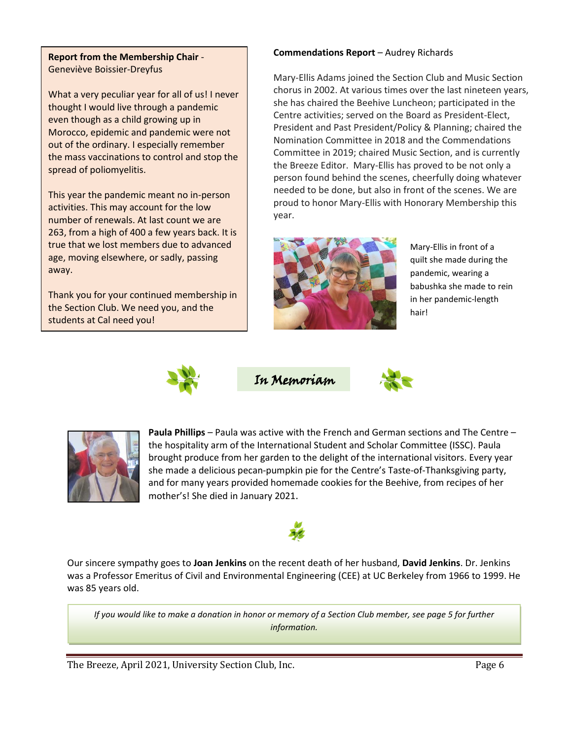**Report from the Membership Chair** - Geneviève Boissier-Dreyfus

What a very peculiar year for all of us! I never thought I would live through a pandemic even though as a child growing up in Morocco, epidemic and pandemic were not out of the ordinary. I especially remember the mass vaccinations to control and stop the spread of poliomyelitis.

This year the pandemic meant no in-person activities. This may account for the low number of renewals. At last count we are 263, from a high of 400 a few years back. It is true that we lost members due to advanced age, moving elsewhere, or sadly, passing away.

Thank you for your continued membership in the Section Club. We need you, and the students at Cal need you!

**Commendations Report** – Audrey Richards

Mary-Ellis Adams joined the Section Club and Music Section chorus in 2002. At various times over the last nineteen years, she has chaired the Beehive Luncheon; participated in the Centre activities; served on the Board as President-Elect, President and Past President/Policy & Planning; chaired the Nomination Committee in 2018 and the Commendations Committee in 2019; chaired Music Section, and is currently the Breeze Editor. Mary-Ellis has proved to be not only a person found behind the scenes, cheerfully doing whatever needed to be done, but also in front of the scenes. We are proud to honor Mary-Ellis with Honorary Membership this year.

Mary-Ellis in front of a quilt she made during the pandemic, wearing a babushka she made to rein in her pandemic-length hair!

## *In Memoriam*

**Paula Phillips** – Paula was active with the French and German sections and The Centre – the hospitality arm of the International Student and Scholar Committee (ISSC). Paula brought produce from her garden to the delight of the international visitors. Every year she made a delicious pecan-pumpkin pie for the Centre's Taste-of-Thanksgiving party, and for many years provided homemade cookies for the Beehive, from recipes of her mother's! She died in January 2021.

Our sincere sympathy goes to **Joan Jenkins** on the recent death of her husband, **David Jenkins**. Dr. Jenkins was a Professor Emeritus of Civil and Environmental Engineering (CEE) at UC Berkeley from 1966 to 1999. He was 85 years old.

*If you would like to make a donation in honor or memory of a Section Club member, see page 5 for further information.*